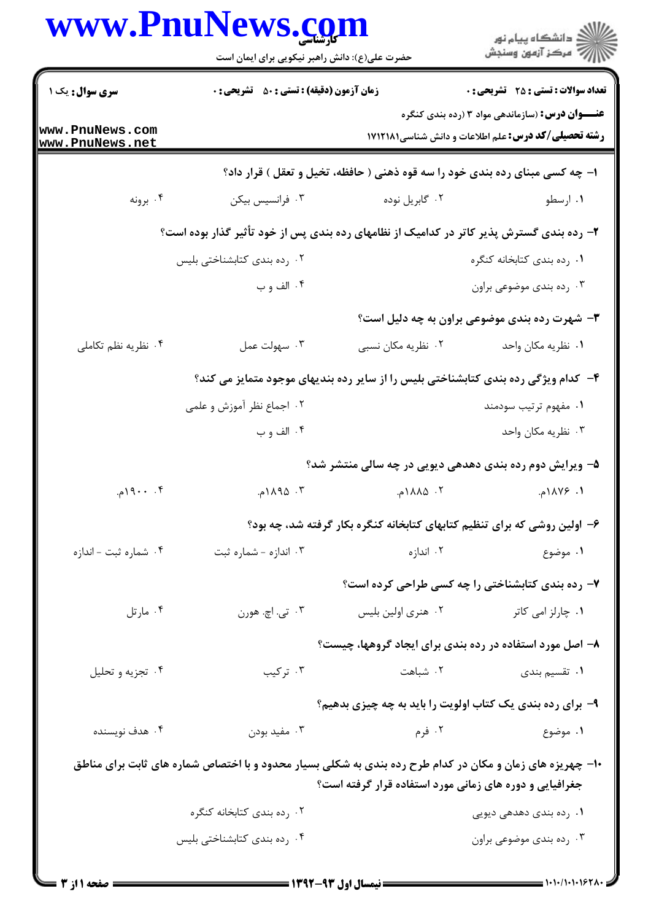**سری سوال:** یک ۱

**زمان آزمون (دقیقه) : تستی : ۵۰ تشریحی : ۰**

**تعداد سوالات : تستی : ۲۵ تشریحی : ۰**

**عنـــوان درس :** (سازماندهی مواد ۳ (رده بندی کنگره

**رشته تحصیلی/کد درس :** علم اطلاعات و دانش شناسی۱۷۱۲۱۸۱

۱- چه کسی مبنای رده بندی خود را سه قوه ذهنی ( حافظه، تخیل و تعقل ) قرار داد؟

۱. ارسطو
۲. گابریل نوده
۳. فرانسیس بیکن
۴. برونه

۲- رده بندی گسترش پذیر کاتر در کدامیک از نظامهای رده بندی پس از خود تأثیر گذار بوده است؟

۱. رده بندی کتابخانه کنگره
۲. رده بندی کتابشناختی بلیس
۳. رده بندی موضوعی براون
۴. الف و ب

۳- شهرت رده بندی موضوعی براون به چه دلیل است؟

۱. نظریه مکان واحد
۲. نظریه مکان نسبی
۳. سهولت عمل
۴. نظریه نظم تکاملی

۴- کدام ویژگی رده بندی کتابشناختی بلیس را از سایر رده بندیهای موجود متمایز می کند؟

۱. مفهوم ترتیب سودمند
۲. اجماع نظر آموزش و علمی
۳. نظریه مکان واحد
۴. الف و ب

۵- ویرایش دوم رده بندی دهدهی دیویی در چه سالی منتشر شد؟

۱. ۱۸۷۶م.
۲. ۱۸۸۵م.
۳. ۱۸۹۵م.
۴. ۱۹۰۰م.

۶- اولین روشی که برای تنظیم کتابهای کتابخانه کنگره بکار گرفته شد، چه بود؟

۱. موضوع
۲. اندازه
۳. اندازه - شماره ثبت
۴. شماره ثبت - اندازه

۷- رده بندی کتابشناختی را چه کسی طراحی کرده است؟

۱. چارلز امی کاتر
۲. هنری اولین بلیس
۳. تی. اچ. هورن
۴. مارتل

۸- اصل مورد استفاده در رده بندی برای ایجاد گروهها، چیست؟

۱. تقسیم بندی
۲. شباهت
۳. ترکیب
۴. تجزیه و تحلیل

۹- برای رده بندی یک کتاب اولویت را باید به چه چیزی بدهیم؟

۱. موضوع
۲. فرم
۳. مفید بودن
۴. هدف نویسنده

۱۰- چهریزه های زمان و مکان در کدام طرح رده بندی به شکلی بسیار محدود و با اختصاص شماره های ثابت برای مناطق جغرافیایی و دوره های زمانی مورد استفاده قرار گرفته است؟

۱. رده بندی دهدهی دیویی
۲. رده بندی کتابخانه کنگره
۳. رده بندی موضوعی براون
۴. رده بندی کتابشناختی بلیس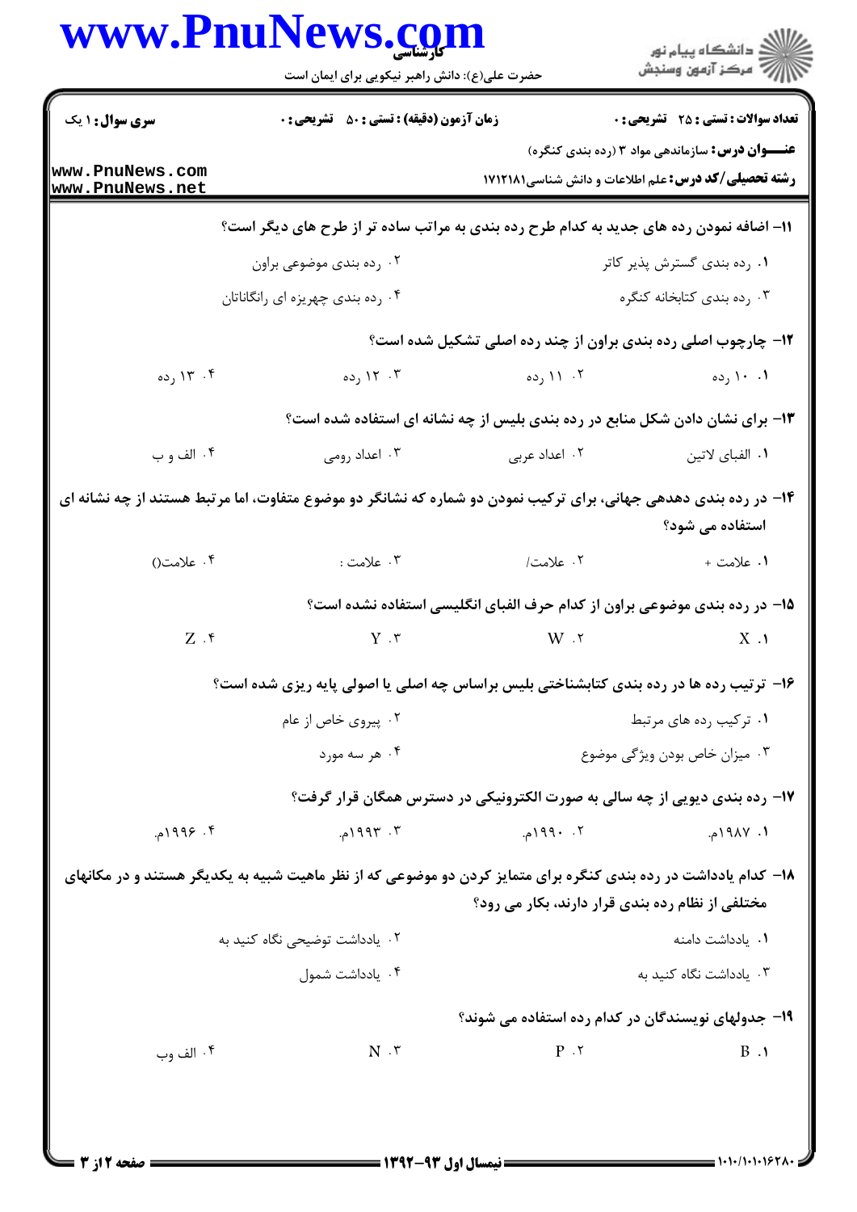۱۱– اضافه نمودن رده های جدید به کدام طرح رده بندی به مراتب ساده تر از طرح های دیگر است؟

۱. رده بندی گسترش پذیر کاتر
۲. رده بندی موضوعی براون
۳. رده بندی کتابخانه کنگره
۴. رده بندی چهریزه ای رانگاناتان

۱۲– چارچوب اصلی رده بندی براون از چند رده اصلی تشکیل شده است؟

۱. ۱۰ رده
۲. ۱۱ رده
۳. ۱۲ رده
۴. ۱۳ رده

۱۳– برای نشان دادن شکل منابع در رده بندی بلیس از چه نشانه ای استفاده شده است؟

۱. الفبای لاتین
۲. اعداد عربی
۳. اعداد رومی
۴. الف و ب

۱۴– در رده بندی دهدهی جهانی، برای ترکیب نمودن دو شماره که نشانگر دو موضوع متفاوت، اما مرتبط هستند از چه نشانه ای استفاده می شود؟

۱. علامت +
۲. علامت/
۳. علامت :
۴. علامت()

۱۵– در رده بندی موضوعی براون از کدام حرف الفبای انگلیسی استفاده نشده است؟

۱. X
۲. W
۳. Y
۴. Z

۱۶– ترتیب رده ها در رده بندی کتابشناختی بلیس براساس چه اصلی یا اصولی پایه ریزی شده است؟

۱. ترکیب رده های مرتبط
۲. پیروی خاص از عام
۳. میزان خاص بودن ویژگی موضوع
۴. هر سه مورد

۱۷– رده بندی دیویی از چه سالی به صورت الکترونیکی در دسترس همگان قرار گرفت؟

۱. ۱۹۸۷م.
۲. ۱۹۹۰م.
۳. ۱۹۹۳م.
۴. ۱۹۹۶م.

۱۸– کدام یادداشت در رده بندی کنگره برای متمایز کردن دو موضوعی که از نظر ماهیت شبیه به یکدیگر هستند و در مکانهای مختلفی از نظام رده بندی قرار دارند، بکار می رود؟

۱. یادداشت دامنه
۲. یادداشت توضیحی نگاه کنید به
۳. یادداشت نگاه کنید به
۴. یادداشت شمول

۱۹– جدولهای نویسندگان در کدام رده استفاده می شوند؟

۱. B
۲. P
۳. N
۴. الف وب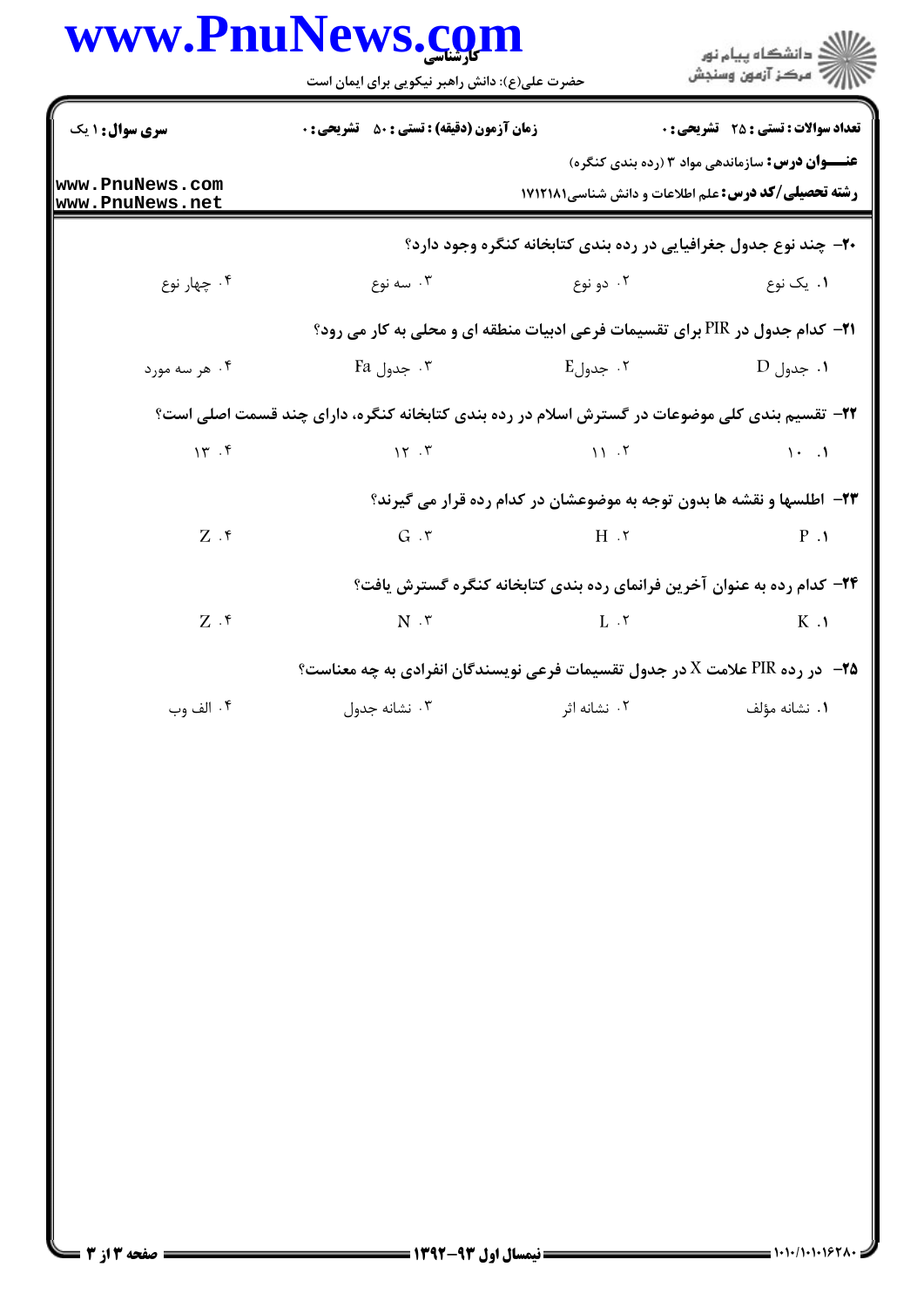۲۰- چند نوع جدول جغرافیایی در رده بندی کتابخانه کنگره وجود دارد؟

۱. یک نوع ۲. دو نوع ۳. سه نوع ۴. چهار نوع

۲۱- کدام جدول در PIR برای تقسیمات فرعی ادبیات منطقه ای و محلی به کار می رود؟

۱. جدول D ۲. جدول E ۳. جدول Fa ۴. هر سه مورد

۲۲- تقسیم بندی کلی موضوعات در گسترش اسلام در رده بندی کتابخانه کنگره، دارای چند قسمت اصلی است؟

۱. ۱۰ ۲. ۱۱ ۳. ۱۲ ۴. ۱۳

۲۳- اطلسها و نقشه ها بدون توجه به موضوعشان در کدام رده قرار می گیرند؟

۱. P ۲. H ۳. G ۴. Z

۲۴- کدام رده به عنوان آخرین فرانمای رده بندی کتابخانه کنگره گسترش یافت؟

۱. K ۲. L ۳. N ۴. Z

۲۵- در رده PIR علامت X در جدول تقسیمات فرعی نویسندگان انفرادی به چه معناست؟

۱. نشانه مؤلف ۲. نشانه اثر ۳. نشانه جدول ۴. الف وب